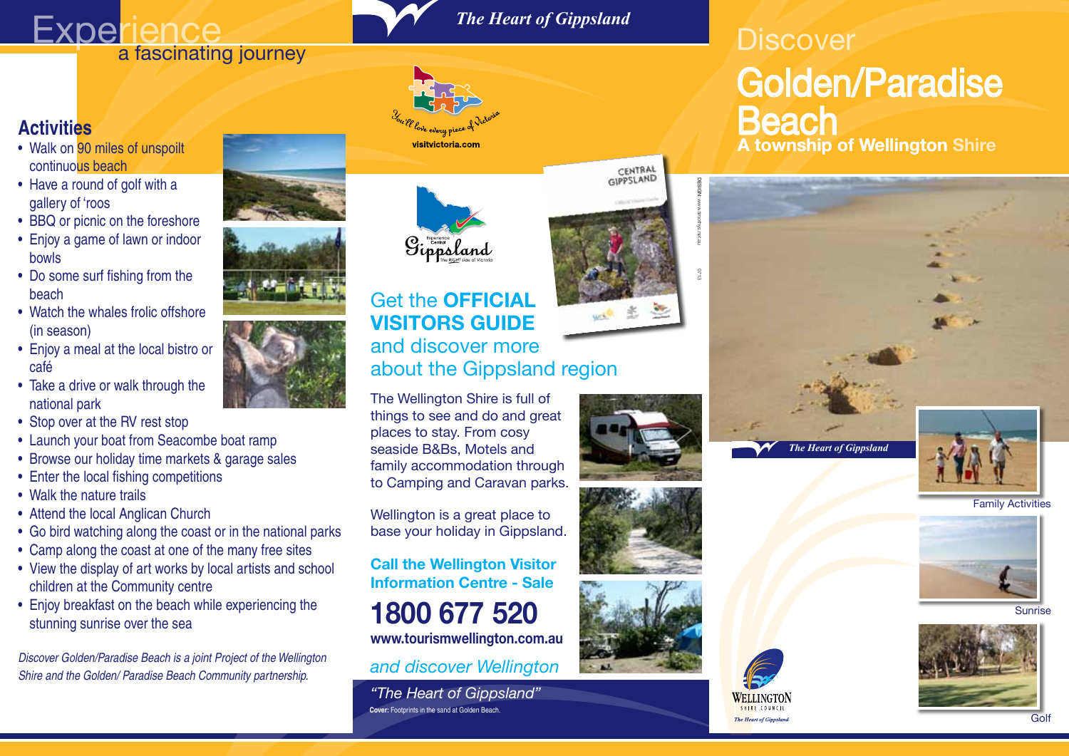# Experience

## a fascinating journey

### Activities

- Walk on 90 miles of unspoilt continuous beach
- Have a round of golf with a gallery of 'roos
- BBQ or picnic on the foreshore
- Enjoy a game of lawn or indoor bowls
- Do some surf fishing from the beach
- Watch the whales frolic offshore (in season)
- Enjoy a meal at the local bistro or café
- Take a drive or walk through the national park
- Stop over at the RV rest stop
- Launch your boat from Seacombe boat ramp
- Browse our holiday time markets & garage sales
- Enter the local fishing competitions
- Walk the nature trails
- Attend the local Anglican Church
- Go bird watching along the coast or in the national parks
- Camp along the coast at one of the many free sites
- View the display of art works by local artists and school children at the Community centre
- Enjoy breakfast on the beach while experiencing the stunning sunrise over the sea

*Discover Golden/Paradise Beach is a joint Project of the Wellington Shire and the Golden/ Paradise Beach Community partnership.*

*The Heart of Gippsland*

You'll love every piece of Victoria

visitvictoria.com

Experience Central Gippsland – The RIGHT side of Victoria

CENTRAL GIPPSLAND

## Get the **OFFICIAL VISITORS GUIDE** and discover more about the Gippsland region

The Wellington Shire is full of things to see and do and great places to stay. From cosy seaside B&Bs, Motels and family accommodation through to Camping and Caravan parks.

Wellington is a great place to base your holiday in Gippsland.

**Call the Wellington Visitor Information Centre - Sale**

# 1800 677 520

**www.tourismwellington.com.au**

*and discover Wellington*

*"The Heart of Gippsland"*

**Cover:** Footprints in the sand at Golden Beach.

DESIGN: www.timothys.net.au 07.13

# Discover

# Golden/Paradise Beach

### A township of Wellington Shire

*The Heart of Gippsland*

Family Activities

Sunrise

Golf

WELLINGTON SHIRE COUNCIL

*The Heart of Gippsland*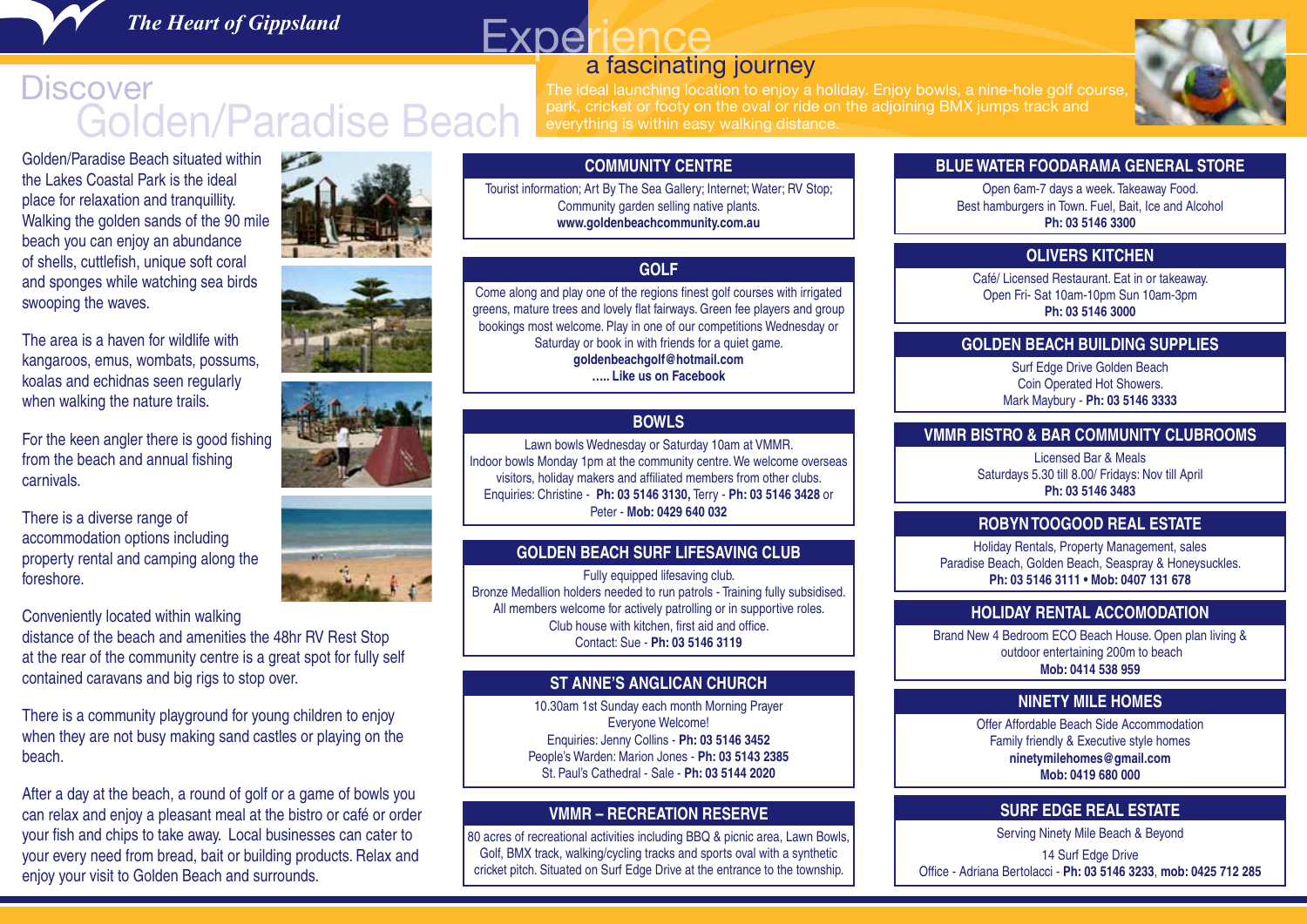*The Heart of Gippsland*

# Discover Golden/Paradise Beach

Golden/Paradise Beach situated within the Lakes Coastal Park is the ideal place for relaxation and tranquillity. Walking the golden sands of the 90 mile beach you can enjoy an abundance of shells, cuttlefish, unique soft coral and sponges while watching sea birds swooping the waves.

The area is a haven for wildlife with kangaroos, emus, wombats, possums, koalas and echidnas seen regularly when walking the nature trails.

For the keen angler there is good fishing from the beach and annual fishing carnivals.

There is a diverse range of accommodation options including property rental and camping along the foreshore.

Conveniently located within walking distance of the beach and amenities the 48hr RV Rest Stop at the rear of the community centre is a great spot for fully self contained caravans and big rigs to stop over.

There is a community playground for young children to enjoy when they are not busy making sand castles or playing on the beach.

After a day at the beach, a round of golf or a game of bowls you can relax and enjoy a pleasant meal at the bistro or café or order your fish and chips to take away. Local businesses can cater to your every need from bread, bait or building products. Relax and enjoy your visit to Golden Beach and surrounds.

# Experience a fascinating journey

The ideal launching location to enjoy a holiday. Enjoy bowls, a nine-hole golf course, park, cricket or footy on the oval or ride on the adjoining BMX jumps track and everything is within easy walking distance.

## COMMUNITY CENTRE

Tourist information; Art By The Sea Gallery; Internet; Water; RV Stop; Community garden selling native plants.
**www.goldenbeachcommunity.com.au**

## GOLF

Come along and play one of the regions finest golf courses with irrigated greens, mature trees and lovely flat fairways. Green fee players and group bookings most welcome. Play in one of our competitions Wednesday or Saturday or book in with friends for a quiet game.
**goldenbeachgolf@hotmail.com**
**..... Like us on Facebook**

## BOWLS

Lawn bowls Wednesday or Saturday 10am at VMMR.
Indoor bowls Monday 1pm at the community centre. We welcome overseas visitors, holiday makers and affiliated members from other clubs.
Enquiries: Christine - **Ph: 03 5146 3130,** Terry - **Ph: 03 5146 3428** or Peter - **Mob: 0429 640 032**

## GOLDEN BEACH SURF LIFESAVING CLUB

Fully equipped lifesaving club.
Bronze Medallion holders needed to run patrols - Training fully subsidised.
All members welcome for actively patrolling or in supportive roles.
Club house with kitchen, first aid and office.
Contact: Sue - **Ph: 03 5146 3119**

## ST ANNE'S ANGLICAN CHURCH

10.30am 1st Sunday each month Morning Prayer
Everyone Welcome!
Enquiries: Jenny Collins - **Ph: 03 5146 3452**
People's Warden: Marion Jones - **Ph: 03 5143 2385**
St. Paul's Cathedral - Sale - **Ph: 03 5144 2020**

## VMMR – RECREATION RESERVE

80 acres of recreational activities including BBQ & picnic area, Lawn Bowls, Golf, BMX track, walking/cycling tracks and sports oval with a synthetic cricket pitch. Situated on Surf Edge Drive at the entrance to the township.

## BLUE WATER FOODARAMA GENERAL STORE

Open 6am-7 days a week. Takeaway Food.
Best hamburgers in Town. Fuel, Bait, Ice and Alcohol
**Ph: 03 5146 3300**

## OLIVERS KITCHEN

Café/ Licensed Restaurant. Eat in or takeaway.
Open Fri- Sat 10am-10pm Sun 10am-3pm
**Ph: 03 5146 3000**

## GOLDEN BEACH BUILDING SUPPLIES

Surf Edge Drive Golden Beach
Coin Operated Hot Showers.
Mark Maybury - **Ph: 03 5146 3333**

## VMMR BISTRO & BAR COMMUNITY CLUBROOMS

Licensed Bar & Meals
Saturdays 5.30 till 8.00/ Fridays: Nov till April
**Ph: 03 5146 3483**

## ROBYN TOOGOOD REAL ESTATE

Holiday Rentals, Property Management, sales
Paradise Beach, Golden Beach, Seaspray & Honeysuckles.
**Ph: 03 5146 3111 • Mob: 0407 131 678**

## HOLIDAY RENTAL ACCOMODATION

Brand New 4 Bedroom ECO Beach House. Open plan living & outdoor entertaining 200m to beach
**Mob: 0414 538 959**

## NINETY MILE HOMES

Offer Affordable Beach Side Accommodation
Family friendly & Executive style homes
**ninetymilehomes@gmail.com**
**Mob: 0419 680 000**

## SURF EDGE REAL ESTATE

Serving Ninety Mile Beach & Beyond
14 Surf Edge Drive
Office - Adriana Bertolacci - **Ph: 03 5146 3233**, **mob: 0425 712 285**